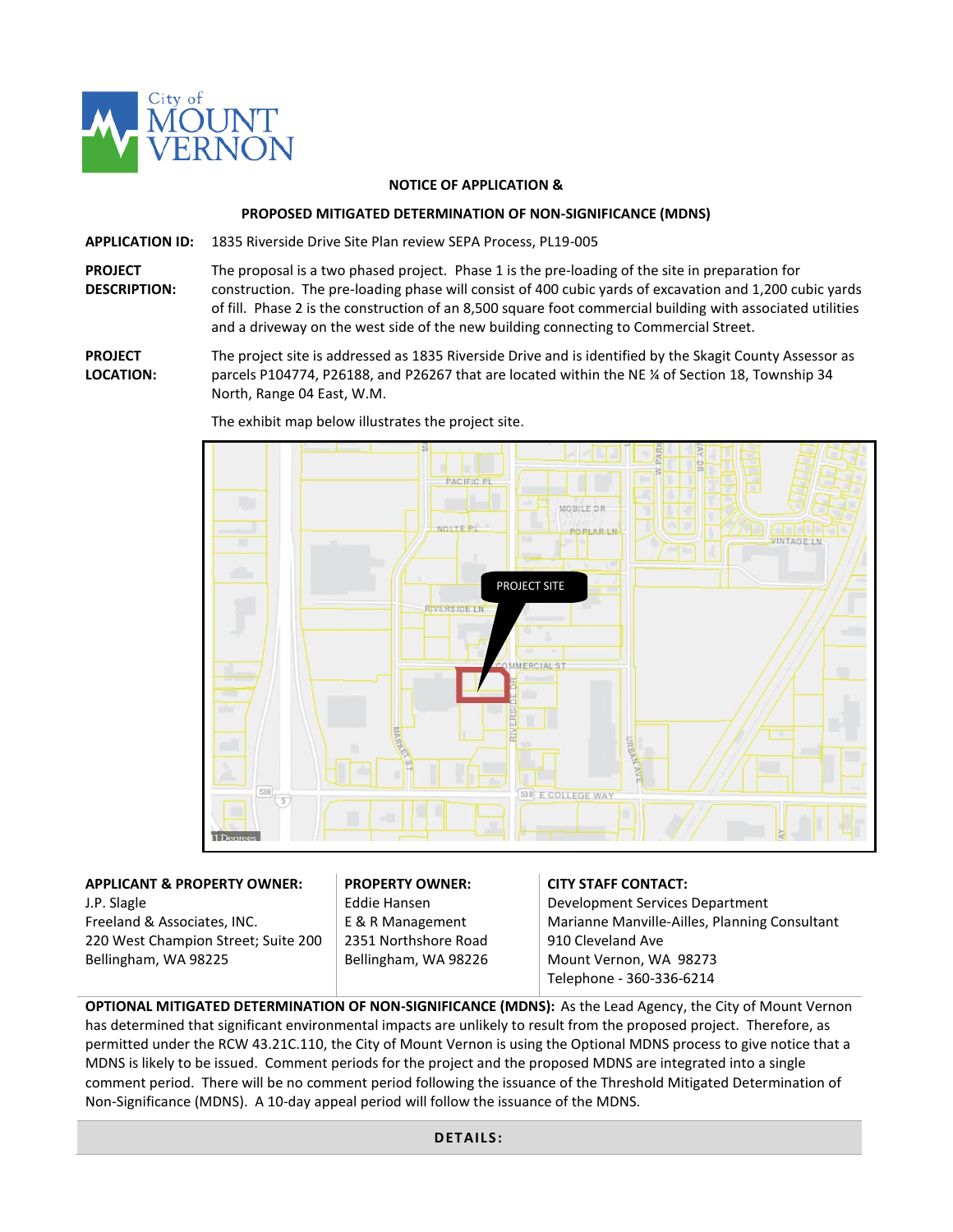City of MOUNT VERNON

**NOTICE OF APPLICATION &**

**PROPOSED MITIGATED DETERMINATION OF NON-SIGNIFICANCE (MDNS)**

**APPLICATION ID:** 1835 Riverside Drive Site Plan review SEPA Process, PL19-005

**PROJECT DESCRIPTION:** The proposal is a two phased project. Phase 1 is the pre-loading of the site in preparation for construction. The pre-loading phase will consist of 400 cubic yards of excavation and 1,200 cubic yards of fill. Phase 2 is the construction of an 8,500 square foot commercial building with associated utilities and a driveway on the west side of the new building connecting to Commercial Street.

**PROJECT LOCATION:** The project site is addressed as 1835 Riverside Drive and is identified by the Skagit County Assessor as parcels P104774, P26188, and P26267 that are located within the NE ¼ of Section 18, Township 34 North, Range 04 East, W.M.

The exhibit map below illustrates the project site.

**APPLICANT & PROPERTY OWNER:**
J.P. Slagle
Freeland & Associates, INC.
220 West Champion Street; Suite 200
Bellingham, WA 98225

**PROPERTY OWNER:**
Eddie Hansen
E & R Management
2351 Northshore Road
Bellingham, WA 98226

**CITY STAFF CONTACT:**
Development Services Department
Marianne Manville-Ailles, Planning Consultant
910 Cleveland Ave
Mount Vernon, WA 98273
Telephone - 360-336-6214

**OPTIONAL MITIGATED DETERMINATION OF NON-SIGNIFICANCE (MDNS):** As the Lead Agency, the City of Mount Vernon has determined that significant environmental impacts are unlikely to result from the proposed project. Therefore, as permitted under the RCW 43.21C.110, the City of Mount Vernon is using the Optional MDNS process to give notice that a MDNS is likely to be issued. Comment periods for the project and the proposed MDNS are integrated into a single comment period. There will be no comment period following the issuance of the Threshold Mitigated Determination of Non-Significance (MDNS). A 10-day appeal period will follow the issuance of the MDNS.

**DETAILS:**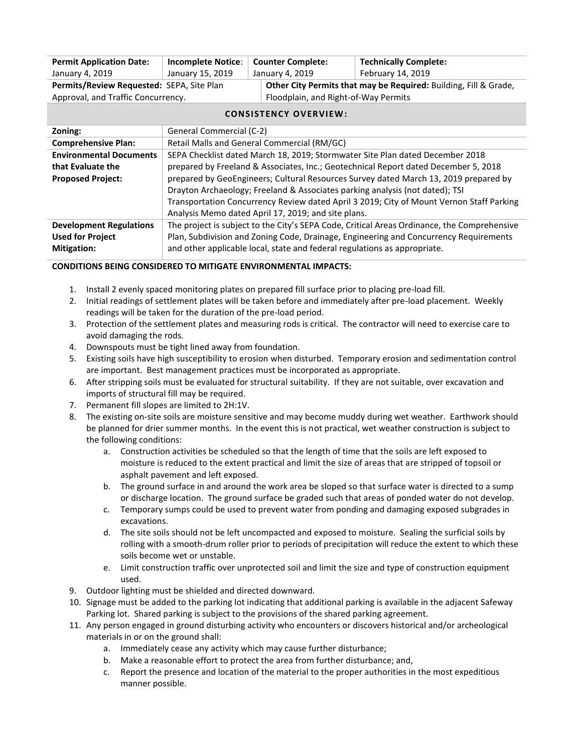| **Permit Application Date:** | **Incomplete Notice:** | **Counter Complete:** | **Technically Complete:** |
|---|---|---|---|
| January 4, 2019 | January 15, 2019 | January 4, 2019 | February 14, 2019 |
| **Permits/Review Requested:** SEPA, Site Plan Approval, and Traffic Concurrency. | | **Other City Permits that may be Required:** Building, Fill & Grade, Floodplain, and Right-of-Way Permits | |

**CONSISTENCY OVERVIEW:**

| | |
|---|---|
| **Zoning:** | General Commercial (C-2) |
| **Comprehensive Plan:** | Retail Malls and General Commercial (RM/GC) |
| **Environmental Documents that Evaluate the Proposed Project:** | SEPA Checklist dated March 18, 2019; Stormwater Site Plan dated December 2018 prepared by Freeland & Associates, Inc.; Geotechnical Report dated December 5, 2018 prepared by GeoEngineers; Cultural Resources Survey dated March 13, 2019 prepared by Drayton Archaeology; Freeland & Associates parking analysis (not dated); TSI Transportation Concurrency Review dated April 3 2019; City of Mount Vernon Staff Parking Analysis Memo dated April 17, 2019; and site plans. |
| **Development Regulations Used for Project Mitigation:** | The project is subject to the City's SEPA Code, Critical Areas Ordinance, the Comprehensive Plan, Subdivision and Zoning Code, Drainage, Engineering and Concurrency Requirements and other applicable local, state and federal regulations as appropriate. |

**CONDITIONS BEING CONSIDERED TO MITIGATE ENVIRONMENTAL IMPACTS:**

1. Install 2 evenly spaced monitoring plates on prepared fill surface prior to placing pre-load fill.
2. Initial readings of settlement plates will be taken before and immediately after pre-load placement. Weekly readings will be taken for the duration of the pre-load period.
3. Protection of the settlement plates and measuring rods is critical. The contractor will need to exercise care to avoid damaging the rods.
4. Downspouts must be tight lined away from foundation.
5. Existing soils have high susceptibility to erosion when disturbed. Temporary erosion and sedimentation control are important. Best management practices must be incorporated as appropriate.
6. After stripping soils must be evaluated for structural suitability. If they are not suitable, over excavation and imports of structural fill may be required.
7. Permanent fill slopes are limited to 2H:1V.
8. The existing on-site soils are moisture sensitive and may become muddy during wet weather. Earthwork should be planned for drier summer months. In the event this is not practical, wet weather construction is subject to the following conditions:
   a. Construction activities be scheduled so that the length of time that the soils are left exposed to moisture is reduced to the extent practical and limit the size of areas that are stripped of topsoil or asphalt pavement and left exposed.
   b. The ground surface in and around the work area be sloped so that surface water is directed to a sump or discharge location. The ground surface be graded such that areas of ponded water do not develop.
   c. Temporary sumps could be used to prevent water from ponding and damaging exposed subgrades in excavations.
   d. The site soils should not be left uncompacted and exposed to moisture. Sealing the surficial soils by rolling with a smooth-drum roller prior to periods of precipitation will reduce the extent to which these soils become wet or unstable.
   e. Limit construction traffic over unprotected soil and limit the size and type of construction equipment used.
9. Outdoor lighting must be shielded and directed downward.
10. Signage must be added to the parking lot indicating that additional parking is available in the adjacent Safeway Parking lot. Shared parking is subject to the provisions of the shared parking agreement.
11. Any person engaged in ground disturbing activity who encounters or discovers historical and/or archeological materials in or on the ground shall:
    a. Immediately cease any activity which may cause further disturbance;
    b. Make a reasonable effort to protect the area from further disturbance; and,
    c. Report the presence and location of the material to the proper authorities in the most expeditious manner possible.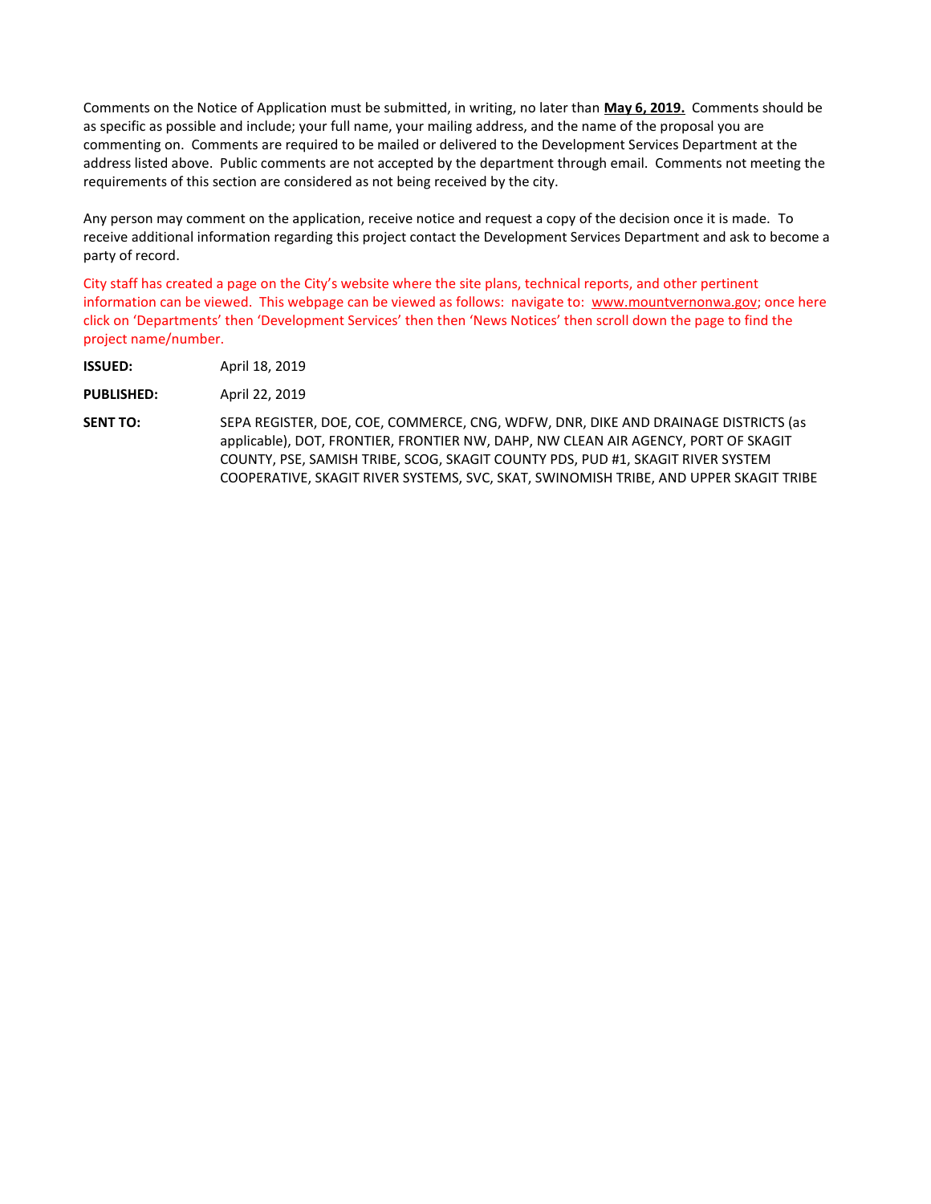Comments on the Notice of Application must be submitted, in writing, no later than **May 6, 2019.** Comments should be as specific as possible and include; your full name, your mailing address, and the name of the proposal you are commenting on. Comments are required to be mailed or delivered to the Development Services Department at the address listed above. Public comments are not accepted by the department through email. Comments not meeting the requirements of this section are considered as not being received by the city.

Any person may comment on the application, receive notice and request a copy of the decision once it is made. To receive additional information regarding this project contact the Development Services Department and ask to become a party of record.

City staff has created a page on the City's website where the site plans, technical reports, and other pertinent information can be viewed. This webpage can be viewed as follows: navigate to: www.mountvernonwa.gov; once here click on 'Departments' then 'Development Services' then then 'News Notices' then scroll down the page to find the project name/number.

**ISSUED:** April 18, 2019

**PUBLISHED:** April 22, 2019

**SENT TO:** SEPA REGISTER, DOE, COE, COMMERCE, CNG, WDFW, DNR, DIKE AND DRAINAGE DISTRICTS (as applicable), DOT, FRONTIER, FRONTIER NW, DAHP, NW CLEAN AIR AGENCY, PORT OF SKAGIT COUNTY, PSE, SAMISH TRIBE, SCOG, SKAGIT COUNTY PDS, PUD #1, SKAGIT RIVER SYSTEM COOPERATIVE, SKAGIT RIVER SYSTEMS, SVC, SKAT, SWINOMISH TRIBE, AND UPPER SKAGIT TRIBE